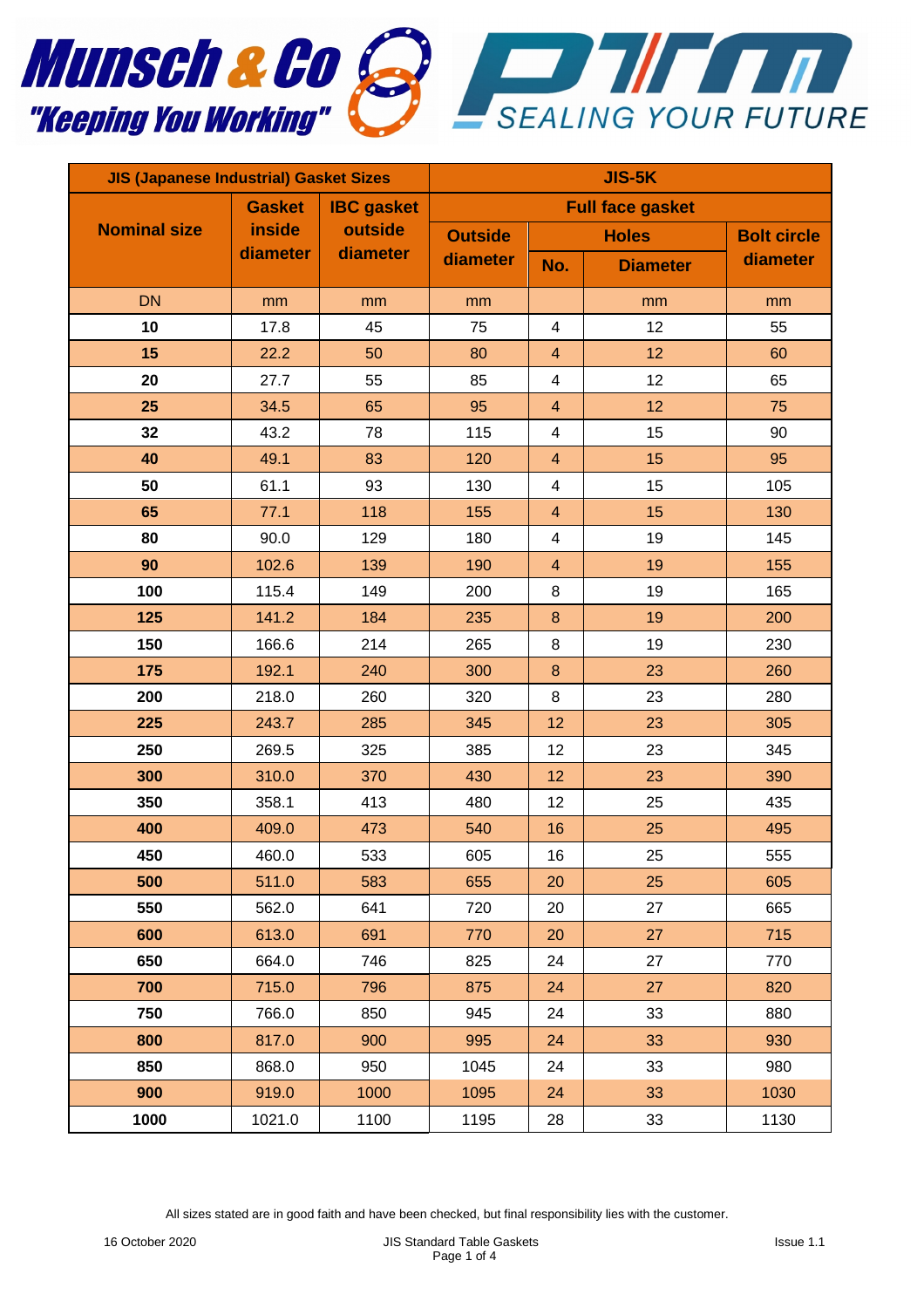Munsch & Co "Keeping You Working"

SEALING YOUR FUTURE

| JIS (Japanese Industrial) Gasket Sizes | | | JIS-5K | | | |
|---|---|---|---|---|---|---|
| Nominal size | Gasket inside diameter | IBC gasket outside diameter | Full face gasket | | | |
| | | | Outside diameter | Holes | | Bolt circle diameter |
| | | | | No. | Diameter | |
| DN | mm | mm | mm | | mm | mm |
| **10** | 17.8 | 45 | 75 | 4 | 12 | 55 |
| **15** | 22.2 | 50 | 80 | 4 | 12 | 60 |
| **20** | 27.7 | 55 | 85 | 4 | 12 | 65 |
| **25** | 34.5 | 65 | 95 | 4 | 12 | 75 |
| **32** | 43.2 | 78 | 115 | 4 | 15 | 90 |
| **40** | 49.1 | 83 | 120 | 4 | 15 | 95 |
| **50** | 61.1 | 93 | 130 | 4 | 15 | 105 |
| **65** | 77.1 | 118 | 155 | 4 | 15 | 130 |
| **80** | 90.0 | 129 | 180 | 4 | 19 | 145 |
| **90** | 102.6 | 139 | 190 | 4 | 19 | 155 |
| **100** | 115.4 | 149 | 200 | 8 | 19 | 165 |
| **125** | 141.2 | 184 | 235 | 8 | 19 | 200 |
| **150** | 166.6 | 214 | 265 | 8 | 19 | 230 |
| **175** | 192.1 | 240 | 300 | 8 | 23 | 260 |
| **200** | 218.0 | 260 | 320 | 8 | 23 | 280 |
| **225** | 243.7 | 285 | 345 | 12 | 23 | 305 |
| **250** | 269.5 | 325 | 385 | 12 | 23 | 345 |
| **300** | 310.0 | 370 | 430 | 12 | 23 | 390 |
| **350** | 358.1 | 413 | 480 | 12 | 25 | 435 |
| **400** | 409.0 | 473 | 540 | 16 | 25 | 495 |
| **450** | 460.0 | 533 | 605 | 16 | 25 | 555 |
| **500** | 511.0 | 583 | 655 | 20 | 25 | 605 |
| **550** | 562.0 | 641 | 720 | 20 | 27 | 665 |
| **600** | 613.0 | 691 | 770 | 20 | 27 | 715 |
| **650** | 664.0 | 746 | 825 | 24 | 27 | 770 |
| **700** | 715.0 | 796 | 875 | 24 | 27 | 820 |
| **750** | 766.0 | 850 | 945 | 24 | 33 | 880 |
| **800** | 817.0 | 900 | 995 | 24 | 33 | 930 |
| **850** | 868.0 | 950 | 1045 | 24 | 33 | 980 |
| **900** | 919.0 | 1000 | 1095 | 24 | 33 | 1030 |
| **1000** | 1021.0 | 1100 | 1195 | 28 | 33 | 1130 |

All sizes stated are in good faith and have been checked, but final responsibility lies with the customer.

16 October 2020 — JIS Standard Table Gaskets — Issue 1.1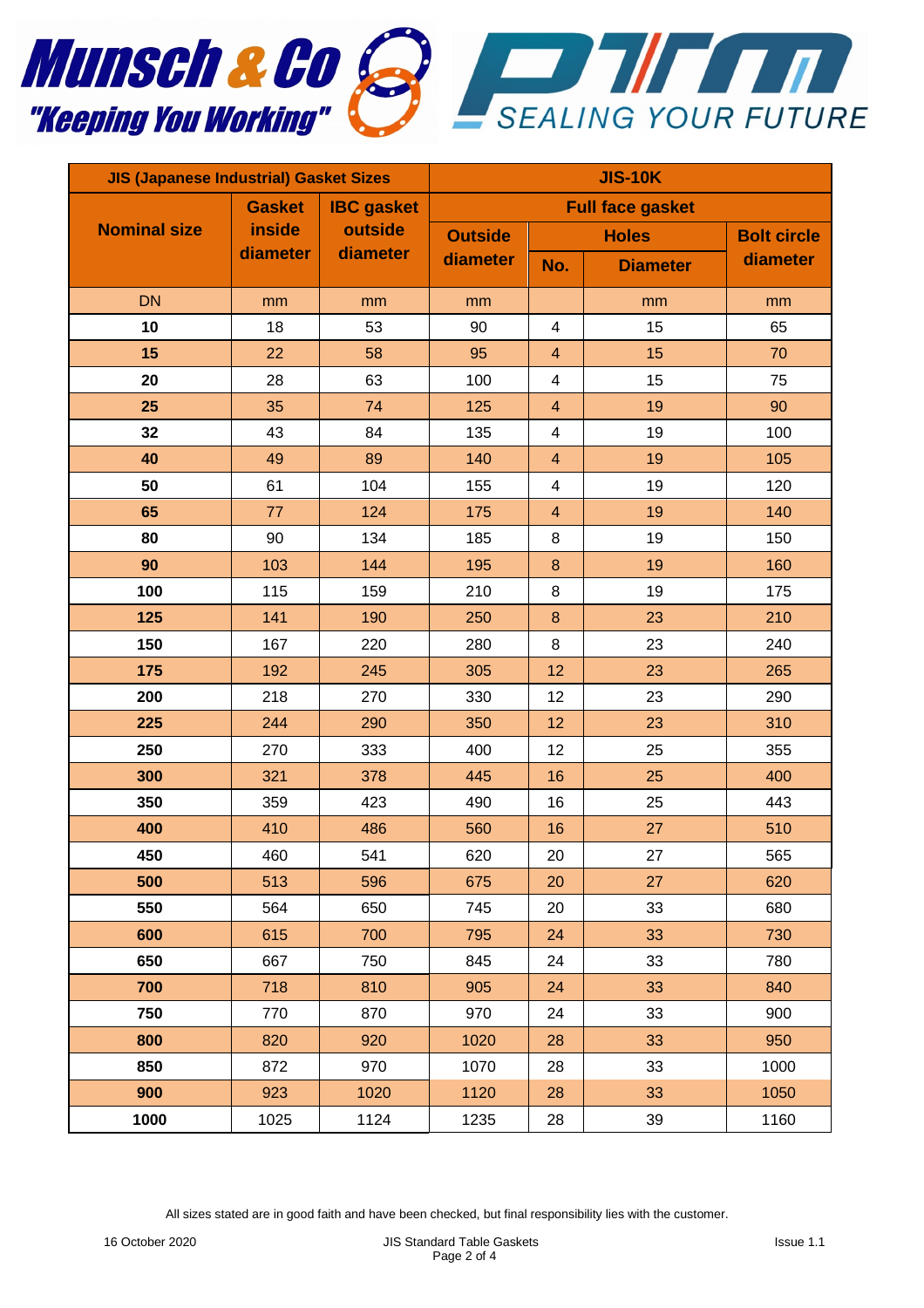Munsch & Co "Keeping You Working"

PTFM SEALING YOUR FUTURE

| JIS (Japanese Industrial) Gasket Sizes | | | JIS-10K | | | |
|---|---|---|---|---|---|---|
| Nominal size | Gasket inside diameter | IBC gasket outside diameter | Full face gasket | | | |
| | | | Outside diameter | Holes | | Bolt circle diameter |
| | | | | No. | Diameter | |
| DN | mm | mm | mm | | mm | mm |
| **10** | 18 | 53 | 90 | 4 | 15 | 65 |
| **15** | 22 | 58 | 95 | 4 | 15 | 70 |
| **20** | 28 | 63 | 100 | 4 | 15 | 75 |
| **25** | 35 | 74 | 125 | 4 | 19 | 90 |
| **32** | 43 | 84 | 135 | 4 | 19 | 100 |
| **40** | 49 | 89 | 140 | 4 | 19 | 105 |
| **50** | 61 | 104 | 155 | 4 | 19 | 120 |
| **65** | 77 | 124 | 175 | 4 | 19 | 140 |
| **80** | 90 | 134 | 185 | 8 | 19 | 150 |
| **90** | 103 | 144 | 195 | 8 | 19 | 160 |
| **100** | 115 | 159 | 210 | 8 | 19 | 175 |
| **125** | 141 | 190 | 250 | 8 | 23 | 210 |
| **150** | 167 | 220 | 280 | 8 | 23 | 240 |
| **175** | 192 | 245 | 305 | 12 | 23 | 265 |
| **200** | 218 | 270 | 330 | 12 | 23 | 290 |
| **225** | 244 | 290 | 350 | 12 | 23 | 310 |
| **250** | 270 | 333 | 400 | 12 | 25 | 355 |
| **300** | 321 | 378 | 445 | 16 | 25 | 400 |
| **350** | 359 | 423 | 490 | 16 | 25 | 443 |
| **400** | 410 | 486 | 560 | 16 | 27 | 510 |
| **450** | 460 | 541 | 620 | 20 | 27 | 565 |
| **500** | 513 | 596 | 675 | 20 | 27 | 620 |
| **550** | 564 | 650 | 745 | 20 | 33 | 680 |
| **600** | 615 | 700 | 795 | 24 | 33 | 730 |
| **650** | 667 | 750 | 845 | 24 | 33 | 780 |
| **700** | 718 | 810 | 905 | 24 | 33 | 840 |
| **750** | 770 | 870 | 970 | 24 | 33 | 900 |
| **800** | 820 | 920 | 1020 | 28 | 33 | 950 |
| **850** | 872 | 970 | 1070 | 28 | 33 | 1000 |
| **900** | 923 | 1020 | 1120 | 28 | 33 | 1050 |
| **1000** | 1025 | 1124 | 1235 | 28 | 39 | 1160 |

All sizes stated are in good faith and have been checked, but final responsibility lies with the customer.

16 October 2020 — JIS Standard Table Gaskets — Issue 1.1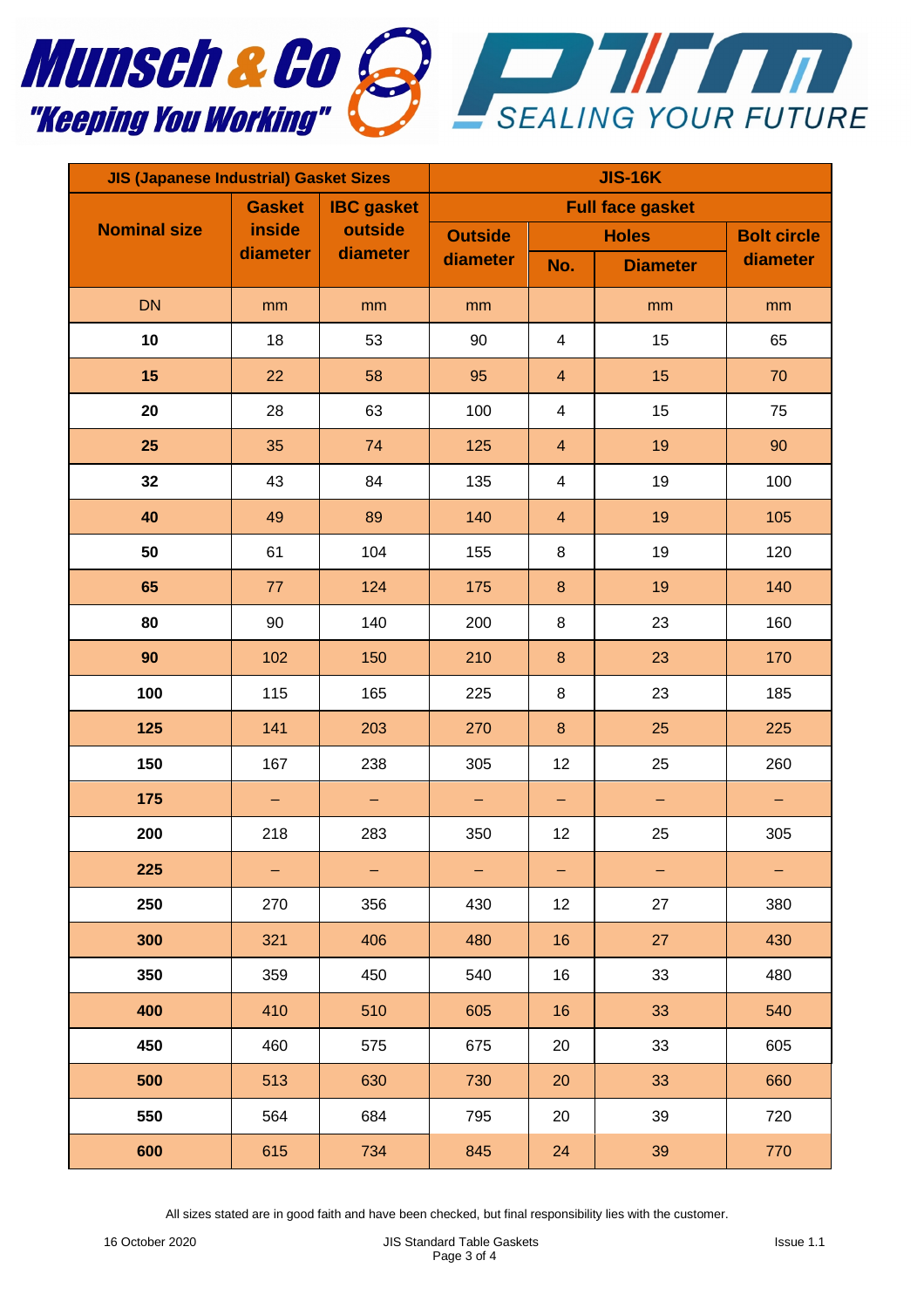Munsch & Co "Keeping You Working"

PTM SEALING YOUR FUTURE

| JIS (Japanese Industrial) Gasket Sizes | | | JIS-16K | | | |
|---|---|---|---|---|---|---|
| | | | Full face gasket | | | |
| Nominal size | Gasket inside diameter | IBC gasket outside diameter | Outside diameter | Holes | | Bolt circle diameter |
| | | | | No. | Diameter | |
| DN | mm | mm | mm | | mm | mm |
| **10** | 18 | 53 | 90 | 4 | 15 | 65 |
| **15** | 22 | 58 | 95 | 4 | 15 | 70 |
| **20** | 28 | 63 | 100 | 4 | 15 | 75 |
| **25** | 35 | 74 | 125 | 4 | 19 | 90 |
| **32** | 43 | 84 | 135 | 4 | 19 | 100 |
| **40** | 49 | 89 | 140 | 4 | 19 | 105 |
| **50** | 61 | 104 | 155 | 8 | 19 | 120 |
| **65** | 77 | 124 | 175 | 8 | 19 | 140 |
| **80** | 90 | 140 | 200 | 8 | 23 | 160 |
| **90** | 102 | 150 | 210 | 8 | 23 | 170 |
| **100** | 115 | 165 | 225 | 8 | 23 | 185 |
| **125** | 141 | 203 | 270 | 8 | 25 | 225 |
| **150** | 167 | 238 | 305 | 12 | 25 | 260 |
| **175** | – | – | – | – | – | – |
| **200** | 218 | 283 | 350 | 12 | 25 | 305 |
| **225** | – | – | – | – | – | – |
| **250** | 270 | 356 | 430 | 12 | 27 | 380 |
| **300** | 321 | 406 | 480 | 16 | 27 | 430 |
| **350** | 359 | 450 | 540 | 16 | 33 | 480 |
| **400** | 410 | 510 | 605 | 16 | 33 | 540 |
| **450** | 460 | 575 | 675 | 20 | 33 | 605 |
| **500** | 513 | 630 | 730 | 20 | 33 | 660 |
| **550** | 564 | 684 | 795 | 20 | 39 | 720 |
| **600** | 615 | 734 | 845 | 24 | 39 | 770 |

All sizes stated are in good faith and have been checked, but final responsibility lies with the customer.

16 October 2020 | JIS Standard Table Gaskets | Issue 1.1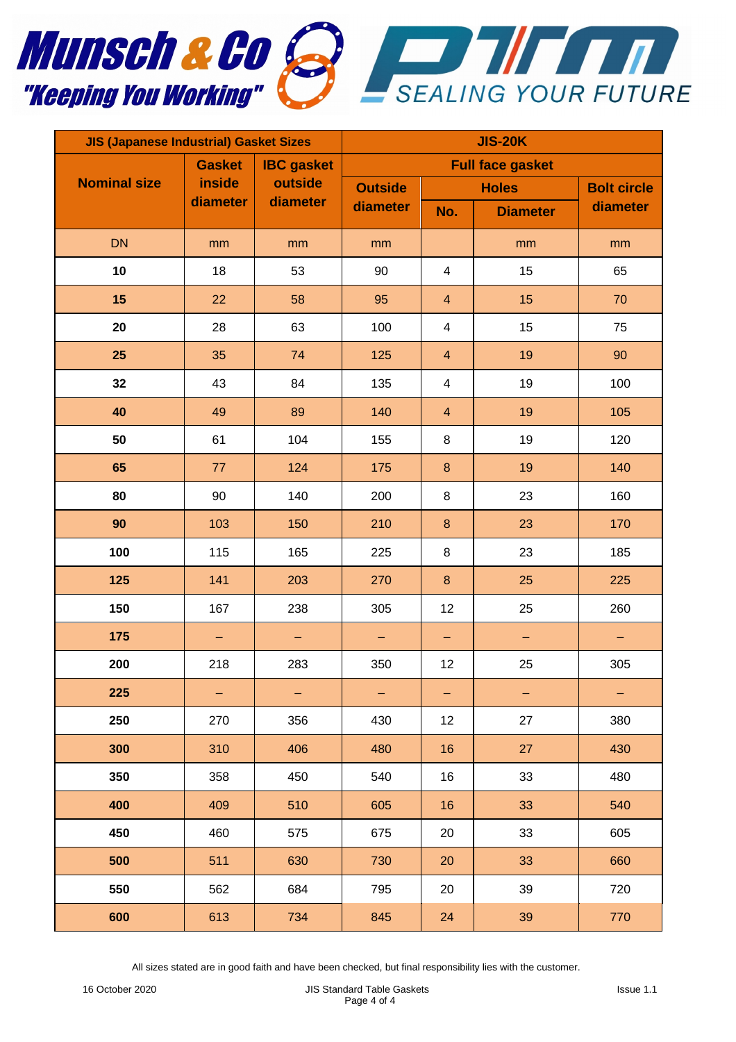| JIS (Japanese Industrial) Gasket Sizes | | | JIS-20K | | | |
|---|---|---|---|---|---|---|
| | | | Full face gasket | | | |
| Nominal size | Gasket inside diameter | IBC gasket outside diameter | Outside diameter | Holes | | Bolt circle diameter |
| | | | | No. | Diameter | |
| DN | mm | mm | mm | | mm | mm |
| **10** | 18 | 53 | 90 | 4 | 15 | 65 |
| **15** | 22 | 58 | 95 | 4 | 15 | 70 |
| **20** | 28 | 63 | 100 | 4 | 15 | 75 |
| **25** | 35 | 74 | 125 | 4 | 19 | 90 |
| **32** | 43 | 84 | 135 | 4 | 19 | 100 |
| **40** | 49 | 89 | 140 | 4 | 19 | 105 |
| **50** | 61 | 104 | 155 | 8 | 19 | 120 |
| **65** | 77 | 124 | 175 | 8 | 19 | 140 |
| **80** | 90 | 140 | 200 | 8 | 23 | 160 |
| **90** | 103 | 150 | 210 | 8 | 23 | 170 |
| **100** | 115 | 165 | 225 | 8 | 23 | 185 |
| **125** | 141 | 203 | 270 | 8 | 25 | 225 |
| **150** | 167 | 238 | 305 | 12 | 25 | 260 |
| **175** | – | – | – | – | – | – |
| **200** | 218 | 283 | 350 | 12 | 25 | 305 |
| **225** | – | – | – | – | – | – |
| **250** | 270 | 356 | 430 | 12 | 27 | 380 |
| **300** | 310 | 406 | 480 | 16 | 27 | 430 |
| **350** | 358 | 450 | 540 | 16 | 33 | 480 |
| **400** | 409 | 510 | 605 | 16 | 33 | 540 |
| **450** | 460 | 575 | 675 | 20 | 33 | 605 |
| **500** | 511 | 630 | 730 | 20 | 33 | 660 |
| **550** | 562 | 684 | 795 | 20 | 39 | 720 |
| **600** | 613 | 734 | 845 | 24 | 39 | 770 |

All sizes stated are in good faith and have been checked, but final responsibility lies with the customer.